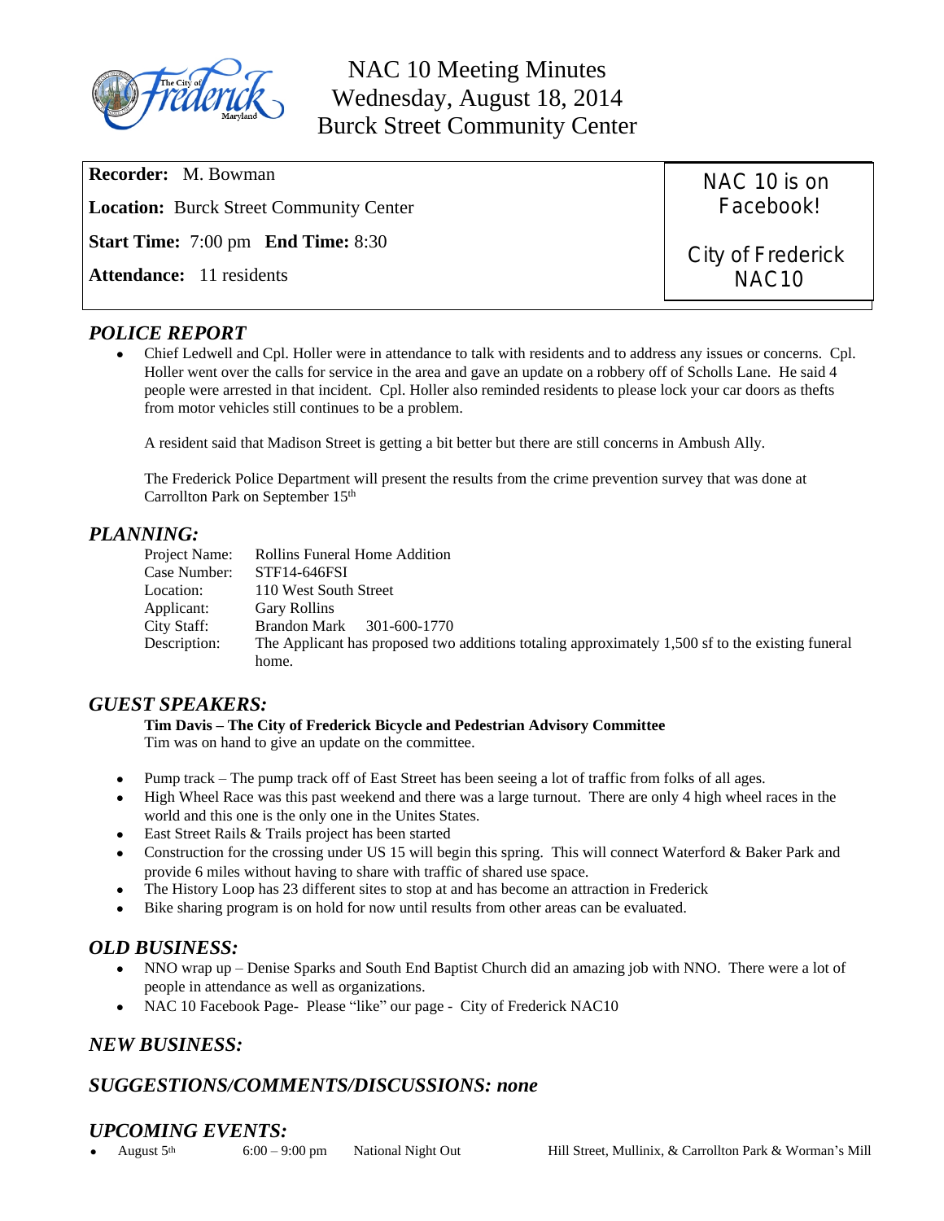# NAC 10 Meeting Minutes
## Wednesday, August 18, 2014
## Burck Street Community Center

**Recorder:** M. Bowman

**Location:** Burck Street Community Center

**Start Time:** 7:00 pm **End Time:** 8:30

**Attendance:** 11 residents

NAC 10 is on Facebook!

City of Frederick NAC10

## *POLICE REPORT*

- Chief Ledwell and Cpl. Holler were in attendance to talk with residents and to address any issues or concerns. Cpl. Holler went over the calls for service in the area and gave an update on a robbery off of Scholls Lane. He said 4 people were arrested in that incident. Cpl. Holler also reminded residents to please lock your car doors as thefts from motor vehicles still continues to be a problem.

  A resident said that Madison Street is getting a bit better but there are still concerns in Ambush Ally.

  The Frederick Police Department will present the results from the crime prevention survey that was done at Carrollton Park on September 15th

## *PLANNING:*

| | |
|---|---|
| Project Name: | Rollins Funeral Home Addition |
| Case Number: | STF14-646FSI |
| Location: | 110 West South Street |
| Applicant: | Gary Rollins |
| City Staff: | Brandon Mark 301-600-1770 |
| Description: | The Applicant has proposed two additions totaling approximately 1,500 sf to the existing funeral home. |

## *GUEST SPEAKERS:*

**Tim Davis – The City of Frederick Bicycle and Pedestrian Advisory Committee**

Tim was on hand to give an update on the committee.

- Pump track – The pump track off of East Street has been seeing a lot of traffic from folks of all ages.
- High Wheel Race was this past weekend and there was a large turnout. There are only 4 high wheel races in the world and this one is the only one in the Unites States.
- East Street Rails & Trails project has been started
- Construction for the crossing under US 15 will begin this spring. This will connect Waterford & Baker Park and provide 6 miles without having to share with traffic of shared use space.
- The History Loop has 23 different sites to stop at and has become an attraction in Frederick
- Bike sharing program is on hold for now until results from other areas can be evaluated.

## *OLD BUSINESS:*

- NNO wrap up – Denise Sparks and South End Baptist Church did an amazing job with NNO. There were a lot of people in attendance as well as organizations.
- NAC 10 Facebook Page- Please "like" our page - City of Frederick NAC10

## *NEW BUSINESS:*

## *SUGGESTIONS/COMMENTS/DISCUSSIONS: none*

## *UPCOMING EVENTS:*

- August 5th 6:00 – 9:00 pm National Night Out Hill Street, Mullinix, & Carrollton Park & Worman's Mill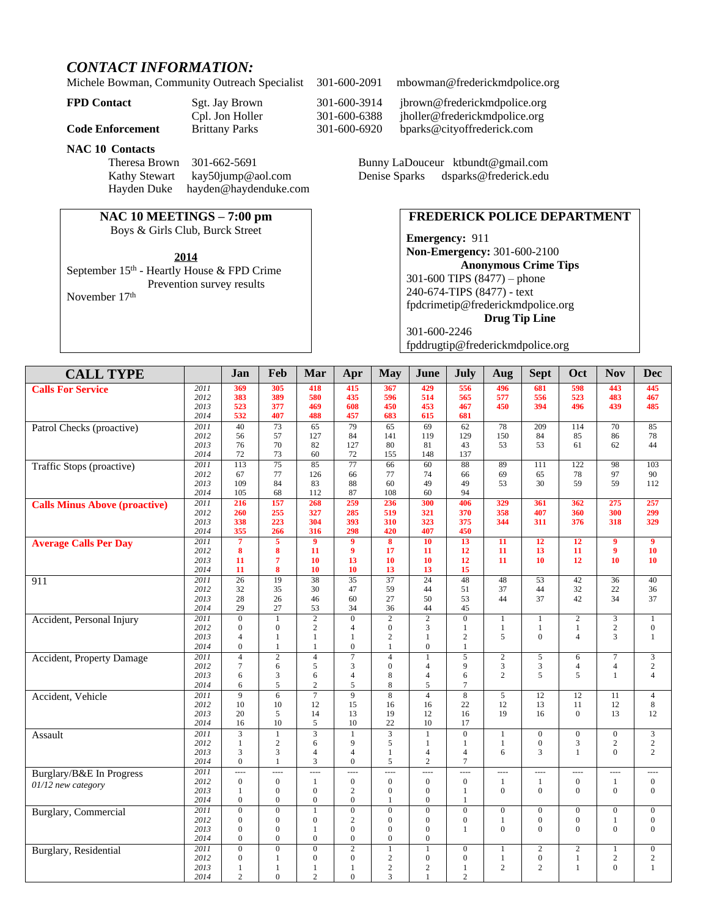## *CONTACT INFORMATION:*

Michele Bowman, Community Outreach Specialist 301-600-2091 mbowman@frederickmdpolice.org

| | | | |
|---|---|---|---|
| **FPD Contact** | Sgt. Jay Brown | 301-600-3914 | jbrown@frederickmdpolice.org |
| | Cpl. Jon Holler | 301-600-6388 | jholler@frederickmdpolice.org |
| **Code Enforcement** | Brittany Parks | 301-600-6920 | bparks@cityoffrederick.com |

**NAC 10 Contacts**

Theresa Brown 301-662-5691
Kathy Stewart kay50jump@aol.com
Hayden Duke hayden@haydenduke.com
Bunny LaDouceur ktbundt@gmail.com
Denise Sparks dsparks@frederick.edu

**NAC 10 MEETINGS – 7:00 pm**
Boys & Girls Club, Burck Street

**2014**
September 15th - Heartly House & FPD Crime Prevention survey results
November 17th

**FREDERICK POLICE DEPARTMENT**

**Emergency:** 911
**Non-Emergency:** 301-600-2100
**Anonymous Crime Tips**
301-600 TIPS (8477) – phone
240-674-TIPS (8477) - text
fpdcrimetip@frederickmdpolice.org
**Drug Tip Line**
301-600-2246
fpddrugtip@frederickmdpolice.org

| CALL TYPE | | Jan | Feb | Mar | Apr | May | June | July | Aug | Sept | Oct | Nov | Dec |
|---|---|---|---|---|---|---|---|---|---|---|---|---|---|
| **Calls For Service** | *2011* | **369** | **305** | **418** | **415** | **367** | **429** | **556** | **496** | **681** | **598** | **443** | **445** |
| | *2012* | **383** | **389** | **580** | **435** | **596** | **514** | **565** | **577** | **556** | **523** | **483** | **467** |
| | *2013* | **523** | **377** | **469** | **608** | **450** | **453** | **467** | **450** | **394** | **496** | **439** | **485** |
| | *2014* | **532** | **407** | **488** | **457** | **683** | **615** | **681** | | | | | |
| Patrol Checks (proactive) | *2011* | 40 | 73 | 65 | 79 | 65 | 69 | 62 | 78 | 209 | 114 | 70 | 85 |
| | *2012* | 56 | 57 | 127 | 84 | 141 | 119 | 129 | 150 | 84 | 85 | 86 | 78 |
| | *2013* | 76 | 70 | 82 | 127 | 80 | 81 | 43 | 53 | 53 | 61 | 62 | 44 |
| | *2014* | 72 | 73 | 60 | 72 | 155 | 148 | 137 | | | | | |
| Traffic Stops (proactive) | *2011* | 113 | 75 | 85 | 77 | 66 | 60 | 88 | 89 | 111 | 122 | 98 | 103 |
| | *2012* | 67 | 77 | 126 | 66 | 77 | 74 | 66 | 69 | 65 | 78 | 97 | 90 |
| | *2013* | 109 | 84 | 83 | 88 | 60 | 49 | 49 | 53 | 30 | 59 | 59 | 112 |
| | *2014* | 105 | 68 | 112 | 87 | 108 | 60 | 94 | | | | | |
| **Calls Minus Above (proactive)** | *2011* | **216** | **157** | **268** | **259** | **236** | **300** | **406** | **329** | **361** | **362** | **275** | **257** |
| | *2012* | **260** | **255** | **327** | **285** | **519** | **321** | **370** | **358** | **407** | **360** | **300** | **299** |
| | *2013* | **338** | **223** | **304** | **393** | **310** | **323** | **375** | **344** | **311** | **376** | **318** | **329** |
| | *2014* | **355** | **266** | **316** | **298** | **420** | **407** | **450** | | | | | |
| **Average Calls Per Day** | *2011* | **7** | **5** | **9** | **9** | **8** | **10** | **13** | **11** | **12** | **12** | **9** | **9** |
| | *2012* | **8** | **8** | **11** | **9** | **17** | **11** | **12** | **11** | **13** | **11** | **9** | **10** |
| | *2013* | **11** | **7** | **10** | **13** | **10** | **10** | **12** | **11** | **10** | **12** | **10** | **10** |
| | *2014* | **11** | **8** | **10** | **10** | **13** | **13** | **15** | | | | | |
| 911 | *2011* | 26 | 19 | 38 | 35 | 37 | 24 | 48 | 48 | 53 | 42 | 36 | 40 |
| | *2012* | 32 | 35 | 30 | 47 | 59 | 44 | 51 | 37 | 44 | 32 | 22 | 36 |
| | *2013* | 28 | 26 | 46 | 60 | 27 | 50 | 53 | 44 | 37 | 42 | 34 | 37 |
| | *2014* | 29 | 27 | 53 | 34 | 36 | 44 | 45 | | | | | |
| Accident, Personal Injury | *2011* | 0 | 1 | 2 | 0 | 2 | 2 | 0 | 1 | 1 | 2 | 3 | 1 |
| | *2012* | 0 | 0 | 2 | 4 | 0 | 3 | 1 | 1 | 1 | 1 | 2 | 0 |
| | *2013* | 4 | 1 | 1 | 1 | 2 | 1 | 2 | 5 | 0 | 4 | 3 | 1 |
| | *2014* | 0 | 1 | 1 | 0 | 1 | 0 | 1 | | | | | |
| Accident, Property Damage | *2011* | 4 | 2 | 4 | 7 | 4 | 1 | 5 | 2 | 5 | 6 | 7 | 3 |
| | *2012* | 7 | 6 | 5 | 3 | 0 | 4 | 9 | 3 | 3 | 4 | 4 | 2 |
| | *2013* | 6 | 3 | 6 | 4 | 8 | 4 | 6 | 2 | 5 | 5 | 1 | 4 |
| | *2014* | 6 | 5 | 2 | 5 | 8 | 5 | 7 | | | | | |
| Accident, Vehicle | *2011* | 9 | 6 | 7 | 9 | 8 | 4 | 8 | 5 | 12 | 12 | 11 | 4 |
| | *2012* | 10 | 10 | 12 | 15 | 16 | 16 | 22 | 12 | 13 | 11 | 12 | 8 |
| | *2013* | 20 | 5 | 14 | 13 | 19 | 12 | 16 | 19 | 16 | 0 | 13 | 12 |
| | *2014* | 16 | 10 | 5 | 10 | 22 | 10 | 17 | | | | | |
| Assault | *2011* | 3 | 1 | 3 | 1 | 3 | 1 | 0 | 1 | 0 | 0 | 0 | 3 |
| | *2012* | 1 | 2 | 6 | 9 | 5 | 1 | 1 | 1 | 0 | 3 | 2 | 2 |
| | *2013* | 3 | 3 | 4 | 4 | 1 | 4 | 4 | 6 | 3 | 1 | 0 | 2 |
| | *2014* | 0 | 1 | 3 | 0 | 5 | 2 | 7 | | | | | |
| Burglary/B&E In Progress *01/12 new category* | *2011* | ---- | ---- | ---- | ---- | ---- | ---- | ---- | ---- | ---- | ---- | ---- | ---- |
| | *2012* | 0 | 0 | 1 | 0 | 0 | 0 | 0 | 1 | 1 | 0 | 1 | 0 |
| | *2013* | 1 | 0 | 0 | 2 | 0 | 0 | 1 | 0 | 0 | 0 | 0 | 0 |
| | *2014* | 0 | 0 | 0 | 0 | 1 | 0 | 1 | | | | | |
| Burglary, Commercial | *2011* | 0 | 0 | 1 | 0 | 0 | 0 | 0 | 0 | 0 | 0 | 0 | 0 |
| | *2012* | 0 | 0 | 0 | 2 | 0 | 0 | 0 | 1 | 0 | 0 | 1 | 0 |
| | *2013* | 0 | 0 | 1 | 0 | 0 | 0 | 1 | 0 | 0 | 0 | 0 | 0 |
| | *2014* | 0 | 0 | 0 | 0 | 0 | 0 | | | | | | |
| Burglary, Residential | *2011* | 0 | 0 | 0 | 2 | 1 | 1 | 0 | 1 | 2 | 2 | 1 | 0 |
| | *2012* | 0 | 1 | 0 | 0 | 2 | 0 | 0 | 1 | 0 | 1 | 2 | 2 |
| | *2013* | 1 | 1 | 1 | 1 | 2 | 2 | 1 | 2 | 2 | 1 | 0 | 1 |
| | *2014* | 2 | 0 | 2 | 0 | 3 | 1 | 2 | | | | | |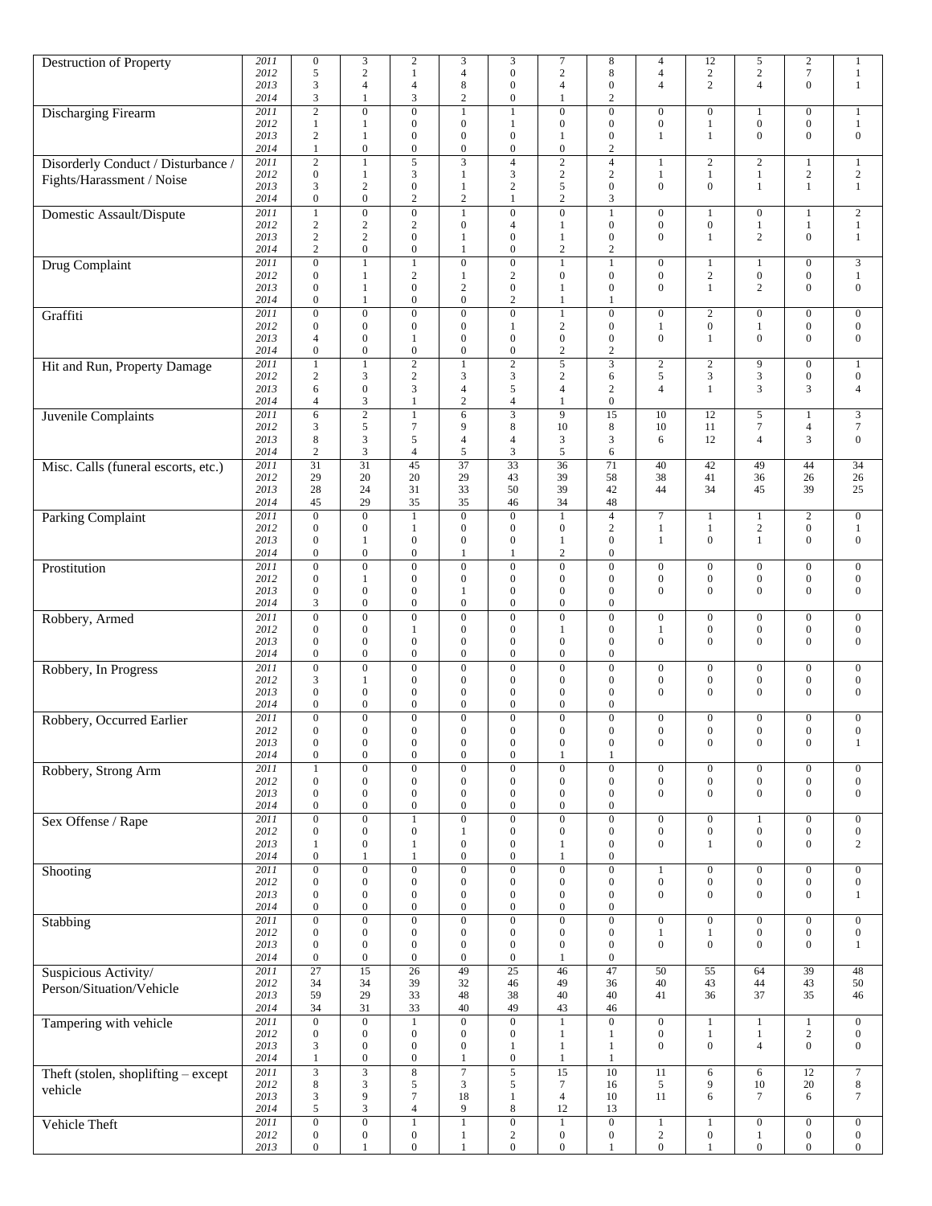| Destruction of Property | 2011 | 0 | 3 | 2 | 3 | 3 | 7 | 8 | 4 | 12 | 5 | 2 | 1 |
|---|---|---|---|---|---|---|---|---|---|---|---|---|---|
| | 2012 | 5 | 2 | 1 | 4 | 0 | 2 | 8 | 4 | 2 | 2 | 7 | 1 |
| | 2013 | 3 | 4 | 4 | 8 | 0 | 4 | 0 | 4 | 2 | 4 | 0 | 1 |
| | 2014 | 3 | 1 | 3 | 2 | 0 | 1 | 2 | | | | | |
| Discharging Firearm | 2011 | 2 | 0 | 0 | 1 | 1 | 0 | 0 | 0 | 0 | 1 | 0 | 1 |
| | 2012 | 1 | 1 | 0 | 0 | 1 | 0 | 0 | 0 | 1 | 0 | 0 | 1 |
| | 2013 | 2 | 1 | 0 | 0 | 0 | 1 | 0 | 1 | 1 | 0 | 0 | 0 |
| | 2014 | 1 | 0 | 0 | 0 | 0 | 0 | 2 | | | | | |
| Disorderly Conduct / Disturbance / Fights/Harassment / Noise | 2011 | 2 | 1 | 5 | 3 | 4 | 2 | 4 | 1 | 2 | 2 | 1 | 1 |
| | 2012 | 0 | 1 | 3 | 1 | 3 | 2 | 2 | 1 | 1 | 1 | 2 | 2 |
| | 2013 | 3 | 2 | 0 | 1 | 2 | 5 | 0 | 0 | 0 | 1 | 1 | 1 |
| | 2014 | 0 | 0 | 2 | 2 | 1 | 2 | 3 | | | | | |
| Domestic Assault/Dispute | 2011 | 1 | 0 | 0 | 1 | 0 | 0 | 1 | 0 | 1 | 0 | 1 | 2 |
| | 2012 | 2 | 2 | 2 | 0 | 4 | 1 | 0 | 0 | 0 | 1 | 1 | 1 |
| | 2013 | 2 | 2 | 0 | 1 | 0 | 1 | 0 | 0 | 1 | 2 | 0 | 1 |
| | 2014 | 2 | 0 | 0 | 1 | 0 | 2 | 2 | | | | | |
| Drug Complaint | 2011 | 0 | 1 | 1 | 0 | 0 | 1 | 1 | 0 | 1 | 1 | 0 | 3 |
| | 2012 | 0 | 1 | 2 | 1 | 2 | 0 | 0 | 0 | 2 | 0 | 0 | 1 |
| | 2013 | 0 | 1 | 0 | 2 | 0 | 1 | 0 | 0 | 1 | 2 | 0 | 0 |
| | 2014 | 0 | 1 | 0 | 0 | 2 | 1 | 1 | | | | | |
| Graffiti | 2011 | 0 | 0 | 0 | 0 | 0 | 1 | 0 | 0 | 2 | 0 | 0 | 0 |
| | 2012 | 0 | 0 | 0 | 0 | 1 | 2 | 0 | 1 | 0 | 1 | 0 | 0 |
| | 2013 | 4 | 0 | 1 | 0 | 0 | 0 | 0 | 0 | 1 | 0 | 0 | 0 |
| | 2014 | 0 | 0 | 0 | 0 | 0 | 2 | 2 | | | | | |
| Hit and Run, Property Damage | 2011 | 1 | 1 | 2 | 1 | 2 | 5 | 3 | 2 | 2 | 9 | 0 | 1 |
| | 2012 | 2 | 3 | 2 | 3 | 3 | 2 | 6 | 5 | 3 | 3 | 0 | 0 |
| | 2013 | 6 | 0 | 3 | 4 | 5 | 4 | 2 | 4 | 1 | 3 | 3 | 4 |
| | 2014 | 4 | 3 | 1 | 2 | 4 | 1 | 0 | | | | | |
| Juvenile Complaints | 2011 | 6 | 2 | 1 | 6 | 3 | 9 | 15 | 10 | 12 | 5 | 1 | 3 |
| | 2012 | 3 | 5 | 7 | 9 | 8 | 10 | 8 | 10 | 11 | 7 | 4 | 7 |
| | 2013 | 8 | 3 | 5 | 4 | 4 | 3 | 3 | 6 | 12 | 4 | 3 | 0 |
| | 2014 | 2 | 3 | 4 | 5 | 3 | 5 | 6 | | | | | |
| Misc. Calls (funeral escorts, etc.) | 2011 | 31 | 31 | 45 | 37 | 33 | 36 | 71 | 40 | 42 | 49 | 44 | 34 |
| | 2012 | 29 | 20 | 20 | 29 | 43 | 39 | 58 | 38 | 41 | 36 | 26 | 26 |
| | 2013 | 28 | 24 | 31 | 33 | 50 | 39 | 42 | 44 | 34 | 45 | 39 | 25 |
| | 2014 | 45 | 29 | 35 | 35 | 46 | 34 | 48 | | | | | |
| Parking Complaint | 2011 | 0 | 0 | 1 | 0 | 0 | 1 | 4 | 7 | 1 | 1 | 2 | 0 |
| | 2012 | 0 | 0 | 1 | 0 | 0 | 0 | 2 | 1 | 1 | 2 | 0 | 1 |
| | 2013 | 0 | 1 | 0 | 0 | 0 | 1 | 0 | 1 | 0 | 1 | 0 | 0 |
| | 2014 | 0 | 0 | 0 | 1 | 1 | 2 | 0 | | | | | |
| Prostitution | 2011 | 0 | 0 | 0 | 0 | 0 | 0 | 0 | 0 | 0 | 0 | 0 | 0 |
| | 2012 | 0 | 1 | 0 | 0 | 0 | 0 | 0 | 0 | 0 | 0 | 0 | 0 |
| | 2013 | 0 | 0 | 0 | 1 | 0 | 0 | 0 | 0 | 0 | 0 | 0 | 0 |
| | 2014 | 3 | 0 | 0 | 0 | 0 | 0 | 0 | | | | | |
| Robbery, Armed | 2011 | 0 | 0 | 0 | 0 | 0 | 0 | 0 | 0 | 0 | 0 | 0 | 0 |
| | 2012 | 0 | 0 | 1 | 0 | 0 | 1 | 0 | 1 | 0 | 0 | 0 | 0 |
| | 2013 | 0 | 0 | 0 | 0 | 0 | 0 | 0 | 0 | 0 | 0 | 0 | 0 |
| | 2014 | 0 | 0 | 0 | 0 | 0 | 0 | 0 | | | | | |
| Robbery, In Progress | 2011 | 0 | 0 | 0 | 0 | 0 | 0 | 0 | 0 | 0 | 0 | 0 | 0 |
| | 2012 | 3 | 1 | 0 | 0 | 0 | 0 | 0 | 0 | 0 | 0 | 0 | 0 |
| | 2013 | 0 | 0 | 0 | 0 | 0 | 0 | 0 | 0 | 0 | 0 | 0 | 0 |
| | 2014 | 0 | 0 | 0 | 0 | 0 | 0 | 0 | | | | | |
| Robbery, Occurred Earlier | 2011 | 0 | 0 | 0 | 0 | 0 | 0 | 0 | 0 | 0 | 0 | 0 | 0 |
| | 2012 | 0 | 0 | 0 | 0 | 0 | 0 | 0 | 0 | 0 | 0 | 0 | 0 |
| | 2013 | 0 | 0 | 0 | 0 | 0 | 0 | 0 | 0 | 0 | 0 | 0 | 1 |
| | 2014 | 0 | 0 | 0 | 0 | 0 | 1 | 1 | | | | | |
| Robbery, Strong Arm | 2011 | 1 | 0 | 0 | 0 | 0 | 0 | 0 | 0 | 0 | 0 | 0 | 0 |
| | 2012 | 0 | 0 | 0 | 0 | 0 | 0 | 0 | 0 | 0 | 0 | 0 | 0 |
| | 2013 | 0 | 0 | 0 | 0 | 0 | 0 | 0 | 0 | 0 | 0 | 0 | 0 |
| | 2014 | 0 | 0 | 0 | 0 | 0 | 0 | 0 | | | | | |
| Sex Offense / Rape | 2011 | 0 | 0 | 1 | 0 | 0 | 0 | 0 | 0 | 0 | 1 | 0 | 0 |
| | 2012 | 0 | 0 | 0 | 1 | 0 | 0 | 0 | 0 | 0 | 0 | 0 | 0 |
| | 2013 | 1 | 0 | 1 | 0 | 0 | 1 | 0 | 0 | 1 | 0 | 0 | 2 |
| | 2014 | 0 | 1 | 1 | 0 | 0 | 1 | 0 | | | | | |
| Shooting | 2011 | 0 | 0 | 0 | 0 | 0 | 0 | 0 | 1 | 0 | 0 | 0 | 0 |
| | 2012 | 0 | 0 | 0 | 0 | 0 | 0 | 0 | 0 | 0 | 0 | 0 | 0 |
| | 2013 | 0 | 0 | 0 | 0 | 0 | 0 | 0 | 0 | 0 | 0 | 0 | 1 |
| | 2014 | 0 | 0 | 0 | 0 | 0 | 0 | 0 | | | | | |
| Stabbing | 2011 | 0 | 0 | 0 | 0 | 0 | 0 | 0 | 0 | 0 | 0 | 0 | 0 |
| | 2012 | 0 | 0 | 0 | 0 | 0 | 0 | 0 | 1 | 1 | 0 | 0 | 0 |
| | 2013 | 0 | 0 | 0 | 0 | 0 | 0 | 0 | 0 | 0 | 0 | 0 | 1 |
| | 2014 | 0 | 0 | 0 | 0 | 0 | 1 | 0 | | | | | |
| Suspicious Activity/ Person/Situation/Vehicle | 2011 | 27 | 15 | 26 | 49 | 25 | 46 | 47 | 50 | 55 | 64 | 39 | 48 |
| | 2012 | 34 | 34 | 39 | 32 | 46 | 49 | 36 | 40 | 43 | 44 | 43 | 50 |
| | 2013 | 59 | 29 | 33 | 48 | 38 | 40 | 40 | 41 | 36 | 37 | 35 | 46 |
| | 2014 | 34 | 31 | 33 | 40 | 49 | 43 | 46 | | | | | |
| Tampering with vehicle | 2011 | 0 | 0 | 1 | 0 | 0 | 1 | 0 | 0 | 1 | 1 | 1 | 0 |
| | 2012 | 0 | 0 | 0 | 0 | 0 | 1 | 1 | 0 | 1 | 1 | 2 | 0 |
| | 2013 | 3 | 0 | 0 | 0 | 1 | 1 | 1 | 0 | 0 | 4 | 0 | 0 |
| | 2014 | 1 | 0 | 0 | 1 | 0 | 1 | 1 | | | | | |
| Theft (stolen, shoplifting – except vehicle | 2011 | 3 | 3 | 8 | 7 | 5 | 15 | 10 | 11 | 6 | 6 | 12 | 7 |
| | 2012 | 8 | 3 | 5 | 3 | 5 | 7 | 16 | 5 | 9 | 10 | 20 | 8 |
| | 2013 | 3 | 9 | 7 | 18 | 1 | 4 | 10 | 11 | 6 | 7 | 6 | 7 |
| | 2014 | 5 | 3 | 4 | 9 | 8 | 12 | 13 | | | | | |
| Vehicle Theft | 2011 | 0 | 0 | 1 | 1 | 0 | 1 | 0 | 1 | 1 | 0 | 0 | 0 |
| | 2012 | 0 | 0 | 0 | 1 | 2 | 0 | 0 | 2 | 0 | 1 | 0 | 0 |
| | 2013 | 0 | 1 | 0 | 1 | 0 | 0 | 1 | 0 | 1 | 0 | 0 | 0 |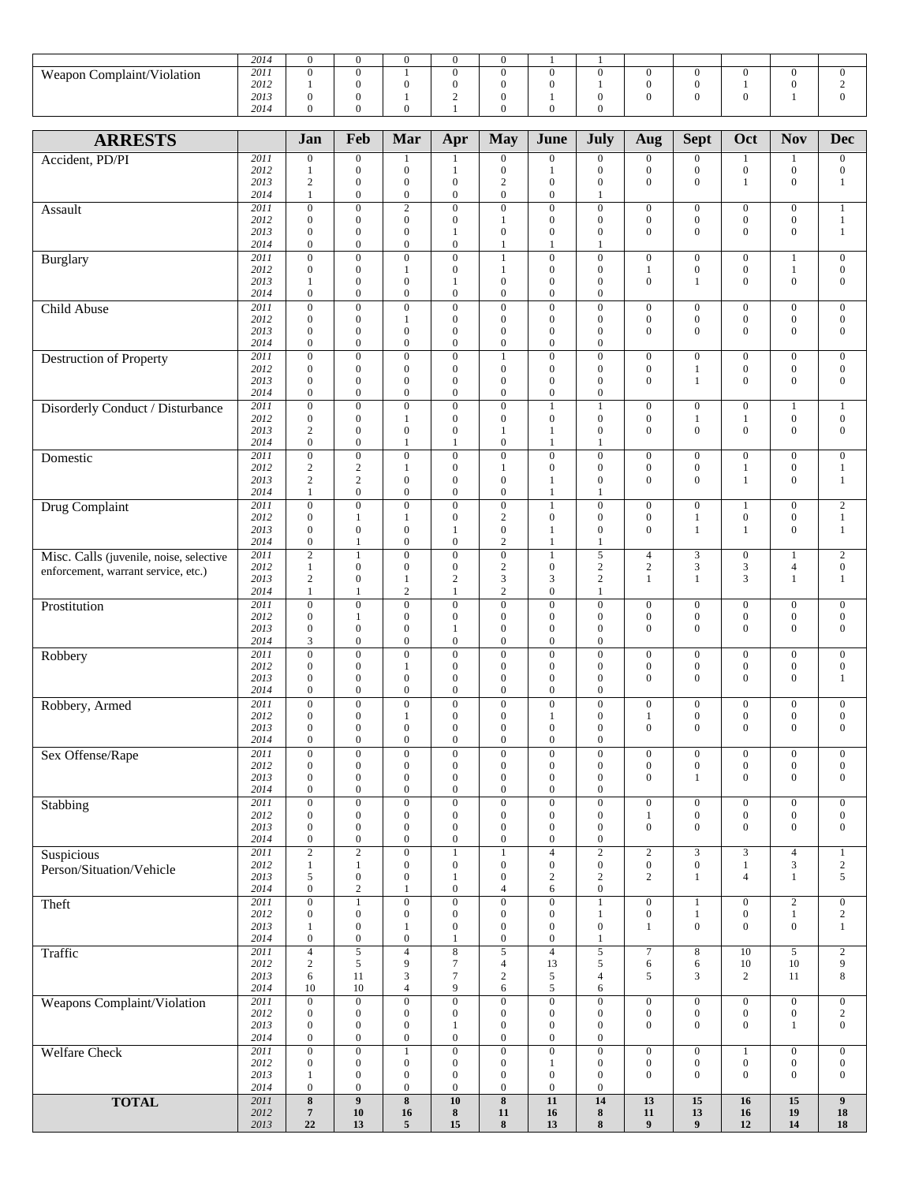| | | | | | | | | | | | | | |
|---|---|---|---|---|---|---|---|---|---|---|---|---|---|
| | 2014 | 0 | 0 | 0 | 0 | 0 | 1 | 1 | | | | | |
| Weapon Complaint/Violation | 2011 | 0 | 0 | 1 | 0 | 0 | 0 | 0 | 0 | 0 | 0 | 0 | 0 |
| | 2012 | 1 | 0 | 0 | 0 | 0 | 0 | 1 | 0 | 0 | 1 | 0 | 2 |
| | 2013 | 0 | 0 | 1 | 2 | 0 | 1 | 0 | 0 | 0 | 0 | 1 | 0 |
| | 2014 | 0 | 0 | 0 | 1 | 0 | 0 | 0 | | | | | |

| ARRESTS | | Jan | Feb | Mar | Apr | May | June | July | Aug | Sept | Oct | Nov | Dec |
|---|---|---|---|---|---|---|---|---|---|---|---|---|---|
| Accident, PD/PI | 2011 | 0 | 0 | 1 | 1 | 0 | 0 | 0 | 0 | 0 | 1 | 1 | 0 |
| | 2012 | 1 | 0 | 0 | 1 | 0 | 1 | 0 | 0 | 0 | 0 | 0 | 0 |
| | 2013 | 2 | 0 | 0 | 0 | 2 | 0 | 0 | 0 | 0 | 1 | 0 | 1 |
| | 2014 | 1 | 0 | 0 | 0 | 0 | 0 | 1 | | | | | |
| Assault | 2011 | 0 | 0 | 2 | 0 | 0 | 0 | 0 | 0 | 0 | 0 | 0 | 1 |
| | 2012 | 0 | 0 | 0 | 0 | 1 | 0 | 0 | 0 | 0 | 0 | 0 | 1 |
| | 2013 | 0 | 0 | 0 | 1 | 0 | 0 | 0 | 0 | 0 | 0 | 0 | 1 |
| | 2014 | 0 | 0 | 0 | 0 | 1 | 1 | 1 | | | | | |
| Burglary | 2011 | 0 | 0 | 0 | 0 | 1 | 0 | 0 | 0 | 0 | 0 | 1 | 0 |
| | 2012 | 0 | 0 | 1 | 0 | 1 | 0 | 0 | 1 | 0 | 0 | 1 | 0 |
| | 2013 | 1 | 0 | 0 | 1 | 0 | 0 | 0 | 0 | 1 | 0 | 0 | 0 |
| | 2014 | 0 | 0 | 0 | 0 | 0 | 0 | 0 | | | | | |
| Child Abuse | 2011 | 0 | 0 | 0 | 0 | 0 | 0 | 0 | 0 | 0 | 0 | 0 | 0 |
| | 2012 | 0 | 0 | 1 | 0 | 0 | 0 | 0 | 0 | 0 | 0 | 0 | 0 |
| | 2013 | 0 | 0 | 0 | 0 | 0 | 0 | 0 | 0 | 0 | 0 | 0 | 0 |
| | 2014 | 0 | 0 | 0 | 0 | 0 | 0 | 0 | | | | | |
| Destruction of Property | 2011 | 0 | 0 | 0 | 0 | 1 | 0 | 0 | 0 | 0 | 0 | 0 | 0 |
| | 2012 | 0 | 0 | 0 | 0 | 0 | 0 | 0 | 0 | 1 | 0 | 0 | 0 |
| | 2013 | 0 | 0 | 0 | 0 | 0 | 0 | 0 | 0 | 1 | 0 | 0 | 0 |
| | 2014 | 0 | 0 | 0 | 0 | 0 | 0 | 0 | | | | | |
| Disorderly Conduct / Disturbance | 2011 | 0 | 0 | 0 | 0 | 0 | 1 | 1 | 0 | 0 | 0 | 1 | 1 |
| | 2012 | 0 | 0 | 1 | 0 | 0 | 0 | 0 | 0 | 1 | 1 | 0 | 0 |
| | 2013 | 2 | 0 | 0 | 0 | 1 | 1 | 0 | 0 | 0 | 0 | 0 | 0 |
| | 2014 | 0 | 0 | 1 | 1 | 0 | 1 | 1 | | | | | |
| Domestic | 2011 | 0 | 0 | 0 | 0 | 0 | 0 | 0 | 0 | 0 | 0 | 0 | 0 |
| | 2012 | 2 | 2 | 1 | 0 | 1 | 0 | 0 | 0 | 0 | 1 | 0 | 1 |
| | 2013 | 2 | 2 | 0 | 0 | 0 | 1 | 0 | 0 | 0 | 1 | 0 | 1 |
| | 2014 | 1 | 0 | 0 | 0 | 0 | 1 | 1 | | | | | |
| Drug Complaint | 2011 | 0 | 0 | 0 | 0 | 0 | 1 | 0 | 0 | 0 | 1 | 0 | 2 |
| | 2012 | 0 | 1 | 1 | 0 | 2 | 0 | 0 | 0 | 1 | 0 | 0 | 1 |
| | 2013 | 0 | 0 | 0 | 1 | 0 | 1 | 0 | 0 | 1 | 1 | 0 | 1 |
| | 2014 | 0 | 1 | 0 | 0 | 2 | 1 | 1 | | | | | |
| Misc. Calls (juvenile, noise, selective enforcement, warrant service, etc.) | 2011 | 2 | 1 | 0 | 0 | 0 | 1 | 5 | 4 | 3 | 0 | 1 | 2 |
| | 2012 | 1 | 0 | 0 | 0 | 2 | 0 | 2 | 2 | 3 | 3 | 4 | 0 |
| | 2013 | 2 | 0 | 1 | 2 | 3 | 3 | 2 | 1 | 1 | 3 | 1 | 1 |
| | 2014 | 1 | 1 | 2 | 1 | 2 | 0 | 1 | | | | | |
| Prostitution | 2011 | 0 | 0 | 0 | 0 | 0 | 0 | 0 | 0 | 0 | 0 | 0 | 0 |
| | 2012 | 0 | 1 | 0 | 0 | 0 | 0 | 0 | 0 | 0 | 0 | 0 | 0 |
| | 2013 | 0 | 0 | 0 | 1 | 0 | 0 | 0 | 0 | 0 | 0 | 0 | 0 |
| | 2014 | 3 | 0 | 0 | 0 | 0 | 0 | 0 | | | | | |
| Robbery | 2011 | 0 | 0 | 0 | 0 | 0 | 0 | 0 | 0 | 0 | 0 | 0 | 0 |
| | 2012 | 0 | 0 | 1 | 0 | 0 | 0 | 0 | 0 | 0 | 0 | 0 | 0 |
| | 2013 | 0 | 0 | 0 | 0 | 0 | 0 | 0 | 0 | 0 | 0 | 0 | 1 |
| | 2014 | 0 | 0 | 0 | 0 | 0 | 0 | 0 | | | | | |
| Robbery, Armed | 2011 | 0 | 0 | 0 | 0 | 0 | 0 | 0 | 0 | 0 | 0 | 0 | 0 |
| | 2012 | 0 | 0 | 1 | 0 | 0 | 1 | 0 | 1 | 0 | 0 | 0 | 0 |
| | 2013 | 0 | 0 | 0 | 0 | 0 | 0 | 0 | 0 | 0 | 0 | 0 | 0 |
| | 2014 | 0 | 0 | 0 | 0 | 0 | 0 | 0 | | | | | |
| Sex Offense/Rape | 2011 | 0 | 0 | 0 | 0 | 0 | 0 | 0 | 0 | 0 | 0 | 0 | 0 |
| | 2012 | 0 | 0 | 0 | 0 | 0 | 0 | 0 | 0 | 0 | 0 | 0 | 0 |
| | 2013 | 0 | 0 | 0 | 0 | 0 | 0 | 0 | 0 | 1 | 0 | 0 | 0 |
| | 2014 | 0 | 0 | 0 | 0 | 0 | 0 | 0 | | | | | |
| Stabbing | 2011 | 0 | 0 | 0 | 0 | 0 | 0 | 0 | 0 | 0 | 0 | 0 | 0 |
| | 2012 | 0 | 0 | 0 | 0 | 0 | 0 | 0 | 1 | 0 | 0 | 0 | 0 |
| | 2013 | 0 | 0 | 0 | 0 | 0 | 0 | 0 | 0 | 0 | 0 | 0 | 0 |
| | 2014 | 0 | 0 | 0 | 0 | 0 | 0 | 0 | | | | | |
| Suspicious Person/Situation/Vehicle | 2011 | 2 | 2 | 0 | 1 | 1 | 4 | 2 | 2 | 3 | 3 | 4 | 1 |
| | 2012 | 1 | 1 | 0 | 0 | 0 | 0 | 0 | 0 | 0 | 1 | 3 | 2 |
| | 2013 | 5 | 0 | 0 | 1 | 0 | 2 | 2 | 2 | 1 | 4 | 1 | 5 |
| | 2014 | 0 | 2 | 1 | 0 | 4 | 6 | 0 | | | | | |
| Theft | 2011 | 0 | 1 | 0 | 0 | 0 | 0 | 1 | 0 | 1 | 0 | 2 | 0 |
| | 2012 | 0 | 0 | 0 | 0 | 0 | 0 | 1 | 0 | 1 | 0 | 1 | 2 |
| | 2013 | 1 | 0 | 1 | 0 | 0 | 0 | 0 | 1 | 0 | 0 | 0 | 1 |
| | 2014 | 0 | 0 | 0 | 1 | 0 | 0 | 1 | | | | | |
| Traffic | 2011 | 4 | 5 | 4 | 8 | 5 | 4 | 5 | 7 | 8 | 10 | 5 | 2 |
| | 2012 | 2 | 5 | 9 | 7 | 4 | 13 | 5 | 6 | 6 | 10 | 10 | 9 |
| | 2013 | 6 | 11 | 3 | 7 | 2 | 5 | 4 | 5 | 3 | 2 | 11 | 8 |
| | 2014 | 10 | 10 | 4 | 9 | 6 | 5 | 6 | | | | | |
| Weapons Complaint/Violation | 2011 | 0 | 0 | 0 | 0 | 0 | 0 | 0 | 0 | 0 | 0 | 0 | 0 |
| | 2012 | 0 | 0 | 0 | 0 | 0 | 0 | 0 | 0 | 0 | 0 | 0 | 2 |
| | 2013 | 0 | 0 | 0 | 1 | 0 | 0 | 0 | 0 | 0 | 0 | 1 | 0 |
| | 2014 | 0 | 0 | 0 | 0 | 0 | 0 | 0 | | | | | |
| Welfare Check | 2011 | 0 | 0 | 1 | 0 | 0 | 0 | 0 | 0 | 0 | 1 | 0 | 0 |
| | 2012 | 0 | 0 | 0 | 0 | 0 | 1 | 0 | 0 | 0 | 0 | 0 | 0 |
| | 2013 | 1 | 0 | 0 | 0 | 0 | 0 | 0 | 0 | 0 | 0 | 0 | 0 |
| | 2014 | 0 | 0 | 0 | 0 | 0 | 0 | 0 | | | | | |
| **TOTAL** | 2011 | **8** | **9** | **8** | **10** | **8** | **11** | **14** | **13** | **15** | **16** | **15** | **9** |
| | 2012 | **7** | **10** | **16** | **8** | **11** | **16** | **8** | **11** | **13** | **16** | **19** | **18** |
| | 2013 | **22** | **13** | **5** | **15** | **8** | **13** | **8** | **9** | **9** | **12** | **14** | **18** |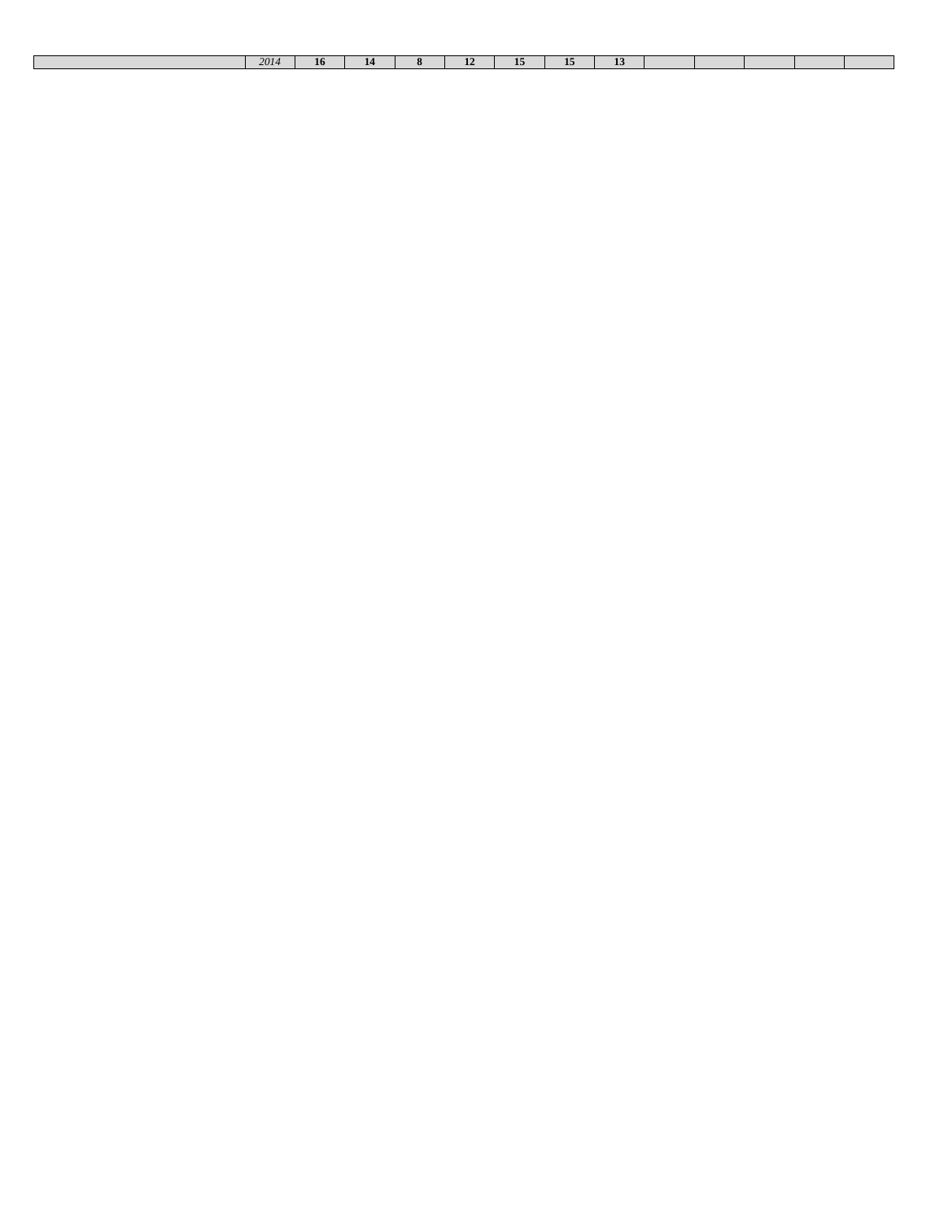| | | | | | | | | | | | | | |
|---|---|---|---|---|---|---|---|---|---|---|---|---|---|
| | *2014* | **16** | **14** | **8** | **12** | **15** | **15** | **13** | | | | | |